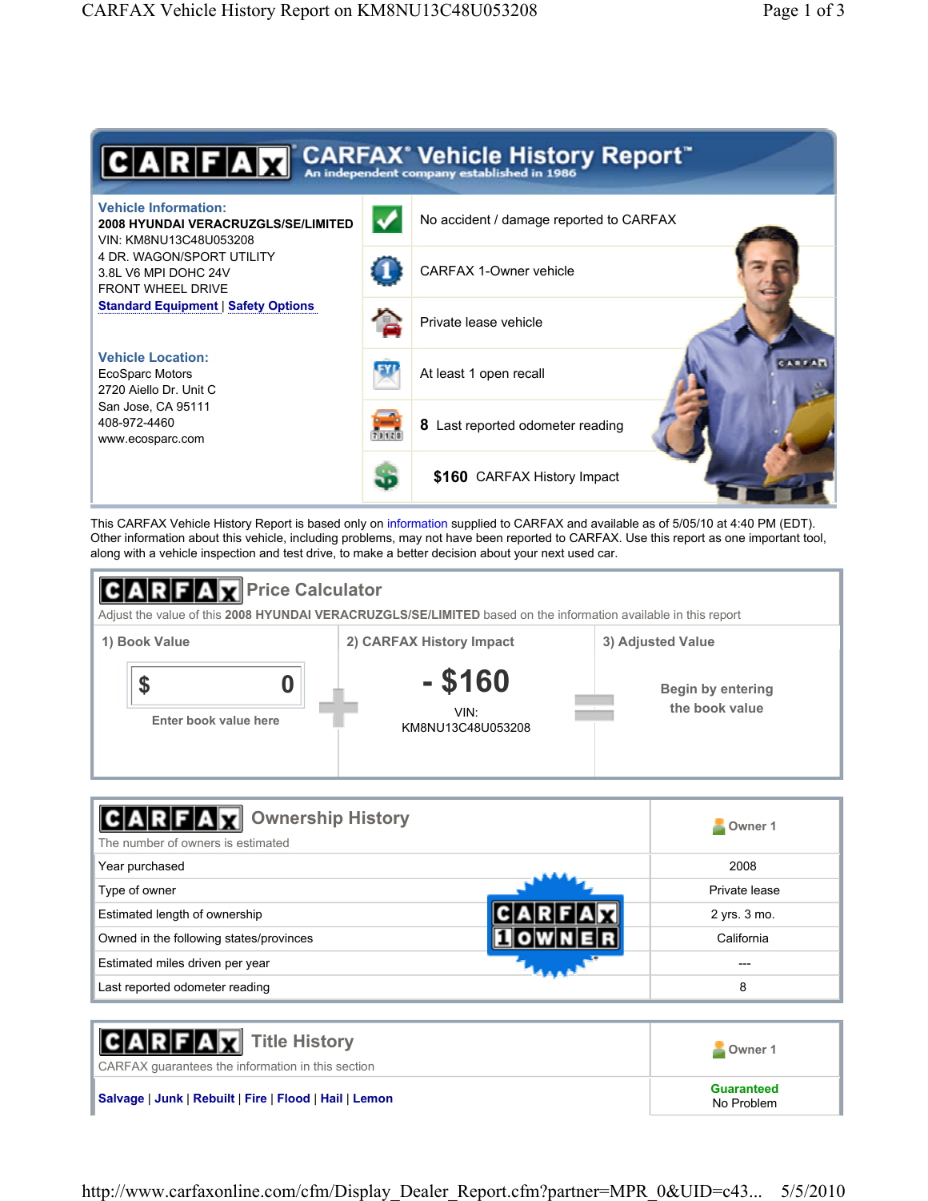# CARFAX® Vehicle History Report™

An independent company established in 1986

**Vehicle Information:**

**2008 HYUNDAI VERACRUZGLS/SE/LIMITED**
VIN: KM8NU13C48U053208
4 DR. WAGON/SPORT UTILITY
3.8L V6 MPI DOHC 24V
FRONT WHEEL DRIVE
Standard Equipment | Safety Options

**Vehicle Location:**

EcoSparc Motors
2720 Aiello Dr. Unit C
San Jose, CA 95111
408-972-4460
www.ecosparc.com

- No accident / damage reported to CARFAX
- CARFAX 1-Owner vehicle
- Private lease vehicle
- At least 1 open recall
- **8** Last reported odometer reading
- **$160** CARFAX History Impact

This CARFAX Vehicle History Report is based only on information supplied to CARFAX and available as of 5/05/10 at 4:40 PM (EDT). Other information about this vehicle, including problems, may not have been reported to CARFAX. Use this report as one important tool, along with a vehicle inspection and test drive, to make a better decision about your next used car.

## Price Calculator

Adjust the value of this **2008 HYUNDAI VERACRUZGLS/SE/LIMITED** based on the information available in this report

| 1) Book Value | | 2) CARFAX History Impact | | 3) Adjusted Value |
|---|---|---|---|---|
| $ 0<br>Enter book value here | + | **- $160**<br>VIN:<br>KM8NU13C48U053208 | = | Begin by entering the book value |

## Ownership History

The number of owners is estimated

| | Owner 1 |
|---|---|
| Year purchased | 2008 |
| Type of owner | Private lease |
| Estimated length of ownership | 2 yrs. 3 mo. |
| Owned in the following states/provinces | California |
| Estimated miles driven per year | --- |
| Last reported odometer reading | 8 |

## Title History

CARFAX guarantees the information in this section

| | Owner 1 |
|---|---|
| Salvage \| Junk \| Rebuilt \| Fire \| Flood \| Hail \| Lemon | **Guaranteed**<br>No Problem |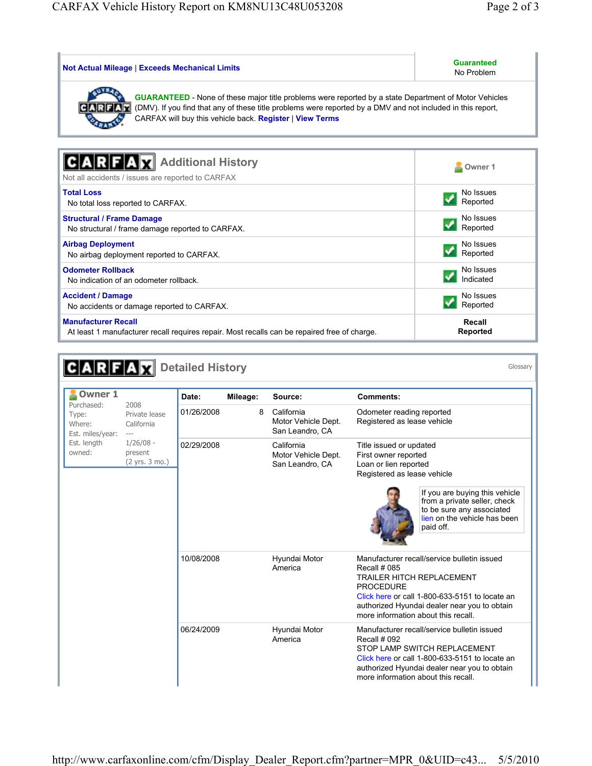| Not Actual Mileage \| Exceeds Mechanical Limits | **Guaranteed** No Problem |
|---|---|

**GUARANTEED** - None of these major title problems were reported by a state Department of Motor Vehicles (DMV). If you find that any of these title problems were reported by a DMV and not included in this report, CARFAX will buy this vehicle back. **Register** | **View Terms**

## CARFAX Additional History

Not all accidents / issues are reported to CARFAX

| | Owner 1 |
|---|---|
| **Total Loss** No total loss reported to CARFAX. | No Issues Reported |
| **Structural / Frame Damage** No structural / frame damage reported to CARFAX. | No Issues Reported |
| **Airbag Deployment** No airbag deployment reported to CARFAX. | No Issues Reported |
| **Odometer Rollback** No indication of an odometer rollback. | No Issues Indicated |
| **Accident / Damage** No accidents or damage reported to CARFAX. | No Issues Reported |
| **Manufacturer Recall** At least 1 manufacturer recall requires repair. Most recalls can be repaired free of charge. | **Recall Reported** |

## CARFAX Detailed History

Glossary

**Owner 1**

| | |
|---|---|
| Purchased: | 2008 |
| Type: | Private lease |
| Where: | California |
| Est. miles/year: | --- |
| Est. length owned: | 1/26/08 - present (2 yrs. 3 mo.) |

| Date: | Mileage: | Source: | Comments: |
|---|---|---|---|
| 01/26/2008 | 8 | California Motor Vehicle Dept. San Leandro, CA | Odometer reading reported<br>Registered as lease vehicle |
| 02/29/2008 | | California Motor Vehicle Dept. San Leandro, CA | Title issued or updated<br>First owner reported<br>Loan or lien reported<br>Registered as lease vehicle<br>If you are buying this vehicle from a private seller, check to be sure any associated lien on the vehicle has been paid off. |
| 10/08/2008 | | Hyundai Motor America | Manufacturer recall/service bulletin issued<br>Recall # 085<br>TRAILER HITCH REPLACEMENT PROCEDURE<br>Click here or call 1-800-633-5151 to locate an authorized Hyundai dealer near you to obtain more information about this recall. |
| 06/24/2009 | | Hyundai Motor America | Manufacturer recall/service bulletin issued<br>Recall # 092<br>STOP LAMP SWITCH REPLACEMENT<br>Click here or call 1-800-633-5151 to locate an authorized Hyundai dealer near you to obtain more information about this recall. |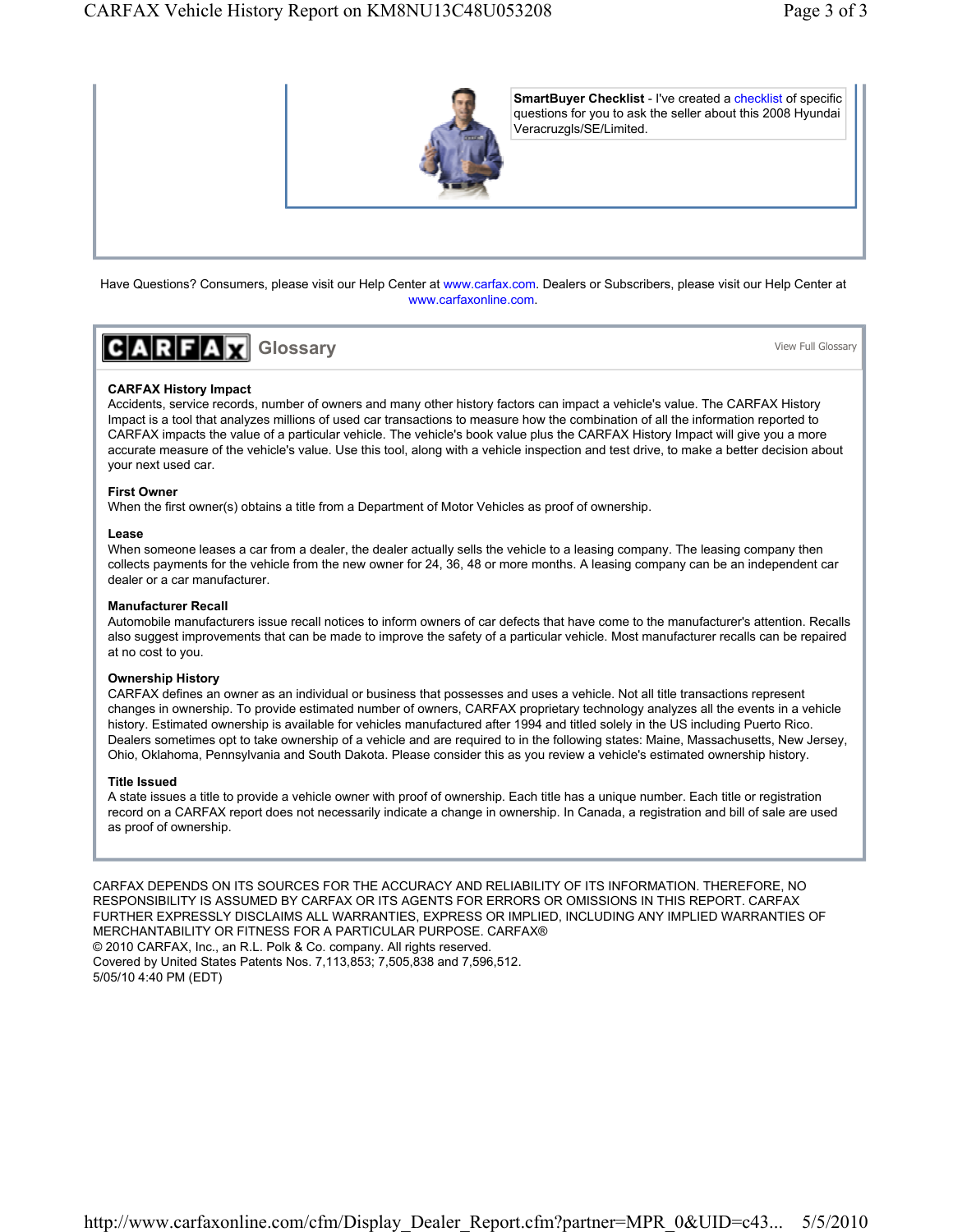**SmartBuyer Checklist** - I've created a checklist of specific questions for you to ask the seller about this 2008 Hyundai Veracruzgls/SE/Limited.

Have Questions? Consumers, please visit our Help Center at www.carfax.com. Dealers or Subscribers, please visit our Help Center at www.carfaxonline.com.

## CARFAX Glossary

View Full Glossary

**CARFAX History Impact**
Accidents, service records, number of owners and many other history factors can impact a vehicle's value. The CARFAX History Impact is a tool that analyzes millions of used car transactions to measure how the combination of all the information reported to CARFAX impacts the value of a particular vehicle. The vehicle's book value plus the CARFAX History Impact will give you a more accurate measure of the vehicle's value. Use this tool, along with a vehicle inspection and test drive, to make a better decision about your next used car.

**First Owner**
When the first owner(s) obtains a title from a Department of Motor Vehicles as proof of ownership.

**Lease**
When someone leases a car from a dealer, the dealer actually sells the vehicle to a leasing company. The leasing company then collects payments for the vehicle from the new owner for 24, 36, 48 or more months. A leasing company can be an independent car dealer or a car manufacturer.

**Manufacturer Recall**
Automobile manufacturers issue recall notices to inform owners of car defects that have come to the manufacturer's attention. Recalls also suggest improvements that can be made to improve the safety of a particular vehicle. Most manufacturer recalls can be repaired at no cost to you.

**Ownership History**
CARFAX defines an owner as an individual or business that possesses and uses a vehicle. Not all title transactions represent changes in ownership. To provide estimated number of owners, CARFAX proprietary technology analyzes all the events in a vehicle history. Estimated ownership is available for vehicles manufactured after 1994 and titled solely in the US including Puerto Rico. Dealers sometimes opt to take ownership of a vehicle and are required to in the following states: Maine, Massachusetts, New Jersey, Ohio, Oklahoma, Pennsylvania and South Dakota. Please consider this as you review a vehicle's estimated ownership history.

**Title Issued**
A state issues a title to provide a vehicle owner with proof of ownership. Each title has a unique number. Each title or registration record on a CARFAX report does not necessarily indicate a change in ownership. In Canada, a registration and bill of sale are used as proof of ownership.

CARFAX DEPENDS ON ITS SOURCES FOR THE ACCURACY AND RELIABILITY OF ITS INFORMATION. THEREFORE, NO RESPONSIBILITY IS ASSUMED BY CARFAX OR ITS AGENTS FOR ERRORS OR OMISSIONS IN THIS REPORT. CARFAX FURTHER EXPRESSLY DISCLAIMS ALL WARRANTIES, EXPRESS OR IMPLIED, INCLUDING ANY IMPLIED WARRANTIES OF MERCHANTABILITY OR FITNESS FOR A PARTICULAR PURPOSE. CARFAX®
© 2010 CARFAX, Inc., an R.L. Polk & Co. company. All rights reserved.
Covered by United States Patents Nos. 7,113,853; 7,505,838 and 7,596,512.
5/05/10 4:40 PM (EDT)